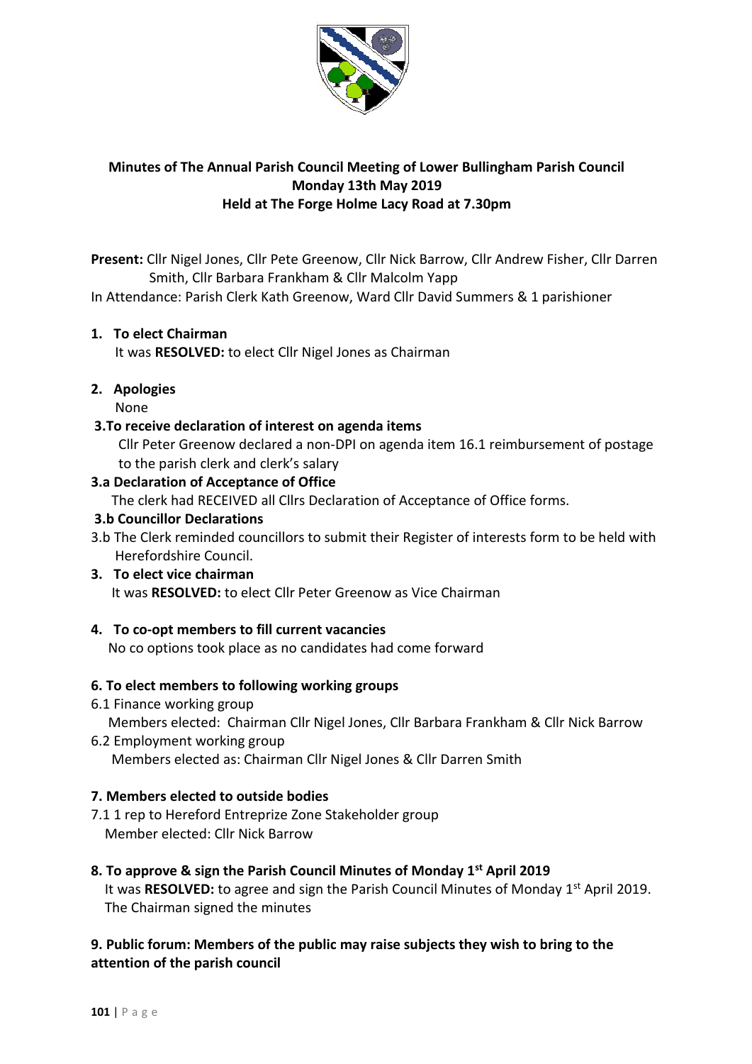**Minutes of The Annual Parish Council Meeting of Lower Bullingham Parish Council**
**Monday 13th May 2019**
**Held at The Forge Holme Lacy Road at 7.30pm**

**Present:** Cllr Nigel Jones, Cllr Pete Greenow, Cllr Nick Barrow, Cllr Andrew Fisher, Cllr Darren Smith, Cllr Barbara Frankham & Cllr Malcolm Yapp

In Attendance: Parish Clerk Kath Greenow, Ward Cllr David Summers & 1 parishioner

1. **To elect Chairman**
   It was **RESOLVED:** to elect Cllr Nigel Jones as Chairman

2. **Apologies**
   None

**3.To receive declaration of interest on agenda items**
Cllr Peter Greenow declared a non-DPI on agenda item 16.1 reimbursement of postage to the parish clerk and clerk's salary

**3.a Declaration of Acceptance of Office**
The clerk had RECEIVED all Cllrs Declaration of Acceptance of Office forms.

**3.b Councillor Declarations**
3.b The Clerk reminded councillors to submit their Register of interests form to be held with Herefordshire Council.

3. **To elect vice chairman**
   It was **RESOLVED:** to elect Cllr Peter Greenow as Vice Chairman

4. **To co-opt members to fill current vacancies**
   No co options took place as no candidates had come forward

**6. To elect members to following working groups**

6.1 Finance working group
Members elected: Chairman Cllr Nigel Jones, Cllr Barbara Frankham & Cllr Nick Barrow

6.2 Employment working group
Members elected as: Chairman Cllr Nigel Jones & Cllr Darren Smith

**7. Members elected to outside bodies**

7.1 1 rep to Hereford Entreprize Zone Stakeholder group
Member elected: Cllr Nick Barrow

**8. To approve & sign the Parish Council Minutes of Monday 1st April 2019**

It was **RESOLVED:** to agree and sign the Parish Council Minutes of Monday 1st April 2019. The Chairman signed the minutes

**9. Public forum: Members of the public may raise subjects they wish to bring to the attention of the parish council**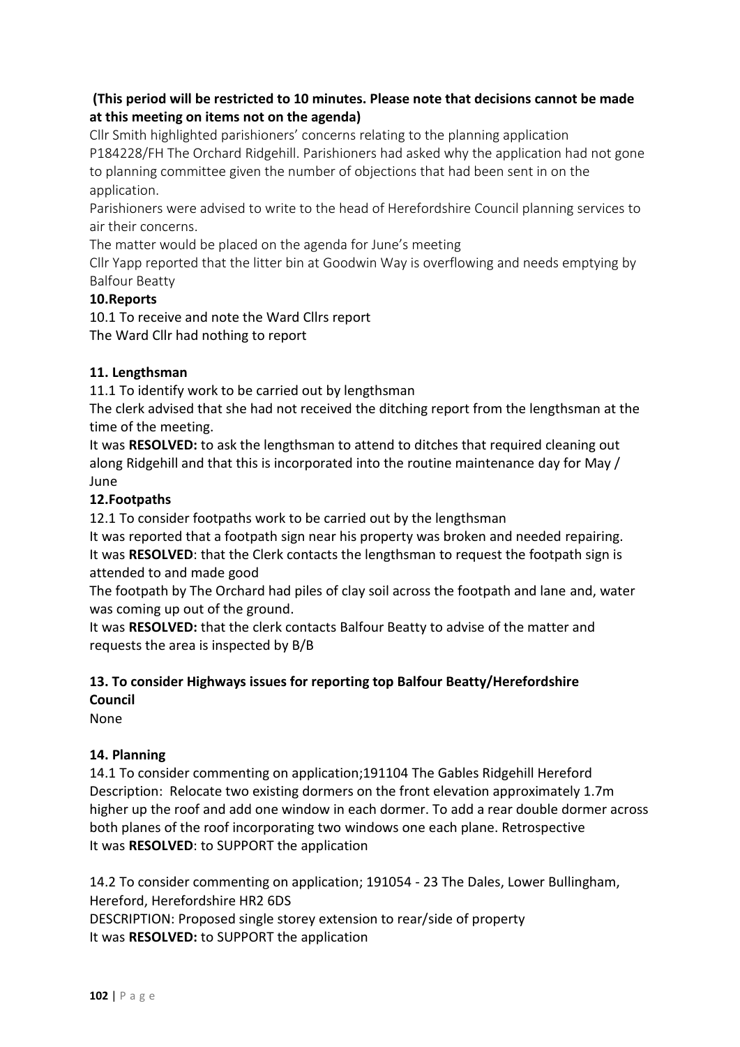**(This period will be restricted to 10 minutes. Please note that decisions cannot be made at this meeting on items not on the agenda)**

Cllr Smith highlighted parishioners' concerns relating to the planning application P184228/FH The Orchard Ridgehill. Parishioners had asked why the application had not gone to planning committee given the number of objections that had been sent in on the application.

Parishioners were advised to write to the head of Herefordshire Council planning services to air their concerns.

The matter would be placed on the agenda for June's meeting

Cllr Yapp reported that the litter bin at Goodwin Way is overflowing and needs emptying by Balfour Beatty

**10.Reports**

10.1 To receive and note the Ward Cllrs report

The Ward Cllr had nothing to report

**11. Lengthsman**

11.1 To identify work to be carried out by lengthsman

The clerk advised that she had not received the ditching report from the lengthsman at the time of the meeting.

It was **RESOLVED:** to ask the lengthsman to attend to ditches that required cleaning out along Ridgehill and that this is incorporated into the routine maintenance day for May / June

**12.Footpaths**

12.1 To consider footpaths work to be carried out by the lengthsman

It was reported that a footpath sign near his property was broken and needed repairing.

It was **RESOLVED**: that the Clerk contacts the lengthsman to request the footpath sign is attended to and made good

The footpath by The Orchard had piles of clay soil across the footpath and lane and, water was coming up out of the ground.

It was **RESOLVED:** that the clerk contacts Balfour Beatty to advise of the matter and requests the area is inspected by B/B

**13. To consider Highways issues for reporting top Balfour Beatty/Herefordshire Council**

None

**14. Planning**

14.1 To consider commenting on application;191104 The Gables Ridgehill Hereford

Description: Relocate two existing dormers on the front elevation approximately 1.7m higher up the roof and add one window in each dormer. To add a rear double dormer across both planes of the roof incorporating two windows one each plane. Retrospective

It was **RESOLVED**: to SUPPORT the application

14.2 To consider commenting on application; 191054 - 23 The Dales, Lower Bullingham, Hereford, Herefordshire HR2 6DS

DESCRIPTION: Proposed single storey extension to rear/side of property

It was **RESOLVED:** to SUPPORT the application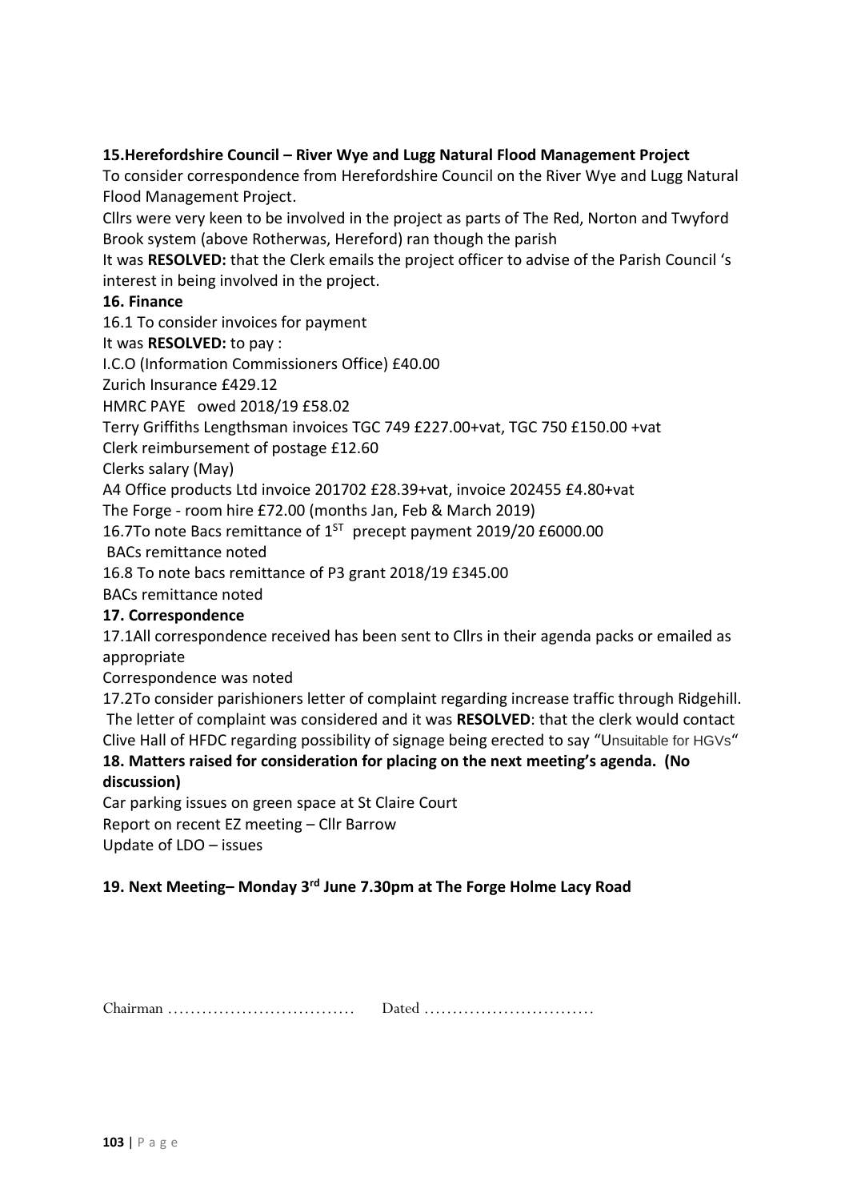**15.Herefordshire Council – River Wye and Lugg Natural Flood Management Project**

To consider correspondence from Herefordshire Council on the River Wye and Lugg Natural Flood Management Project.

Cllrs were very keen to be involved in the project as parts of The Red, Norton and Twyford Brook system (above Rotherwas, Hereford) ran though the parish

It was **RESOLVED:** that the Clerk emails the project officer to advise of the Parish Council 's interest in being involved in the project.

**16. Finance**

16.1 To consider invoices for payment

It was **RESOLVED:** to pay :

I.C.O (Information Commissioners Office) £40.00

Zurich Insurance £429.12

HMRC PAYE owed 2018/19 £58.02

Terry Griffiths Lengthsman invoices TGC 749 £227.00+vat, TGC 750 £150.00 +vat

Clerk reimbursement of postage £12.60

Clerks salary (May)

A4 Office products Ltd invoice 201702 £28.39+vat, invoice 202455 £4.80+vat

The Forge - room hire £72.00 (months Jan, Feb & March 2019)

16.7To note Bacs remittance of 1ST precept payment 2019/20 £6000.00

BACs remittance noted

16.8 To note bacs remittance of P3 grant 2018/19 £345.00

BACs remittance noted

**17. Correspondence**

17.1All correspondence received has been sent to Cllrs in their agenda packs or emailed as appropriate

Correspondence was noted

17.2To consider parishioners letter of complaint regarding increase traffic through Ridgehill. The letter of complaint was considered and it was **RESOLVED**: that the clerk would contact Clive Hall of HFDC regarding possibility of signage being erected to say "Unsuitable for HGVs"

**18. Matters raised for consideration for placing on the next meeting's agenda. (No discussion)**

Car parking issues on green space at St Claire Court

Report on recent EZ meeting – Cllr Barrow

Update of LDO – issues

**19. Next Meeting– Monday 3rd June 7.30pm at The Forge Holme Lacy Road**

Chairman ................................ Dated .............................